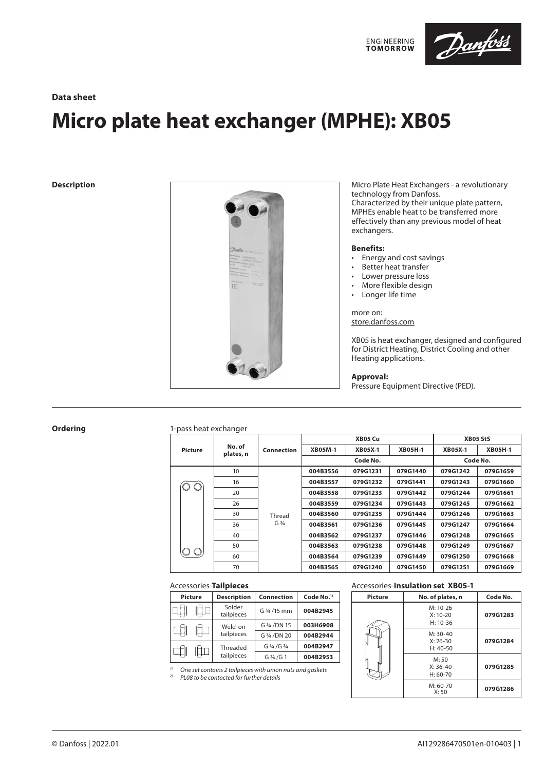## Data sheet

# Micro plate heat exchanger (MPHE): XB05

### Description

Micro Plate Heat Exchangers - a revolutionary technology from Danfoss.
Characterized by their unique plate pattern, MPHEs enable heat to be transferred more effectively than any previous model of heat exchangers.

**Benefits:**
- Energy and cost savings
- Better heat transfer
- Lower pressure loss
- More flexible design
- Longer life time

more on:
store.danfoss.com

XB05 is heat exchanger, designed and configured for District Heating, District Cooling and other Heating applications.

**Approval:**
Pressure Equipment Directive (PED).

### Ordering

1-pass heat exchanger

| Picture | No. of plates, n | Connection | XB05 Cu | | | XB05 StS | |
|---|---|---|---|---|---|---|---|
| | | | XB05M-1 | XB05X-1 | XB05H-1 | XB05X-1 | XB05H-1 |
| | | | Code No. | | | Code No. | |
| | 10 | Thread G ¾ | **004B3556** | **079G1231** | **079G1440** | **079G1242** | **079G1659** |
| | 16 | | **004B3557** | **079G1232** | **079G1441** | **079G1243** | **079G1660** |
| | 20 | | **004B3558** | **079G1233** | **079G1442** | **079G1244** | **079G1661** |
| | 26 | | **004B3559** | **079G1234** | **079G1443** | **079G1245** | **079G1662** |
| | 30 | | **004B3560** | **079G1235** | **079G1444** | **079G1246** | **079G1663** |
| | 36 | | **004B3561** | **079G1236** | **079G1445** | **079G1247** | **079G1664** |
| | 40 | | **004B3562** | **079G1237** | **079G1446** | **079G1248** | **079G1665** |
| | 50 | | **004B3563** | **079G1238** | **079G1448** | **079G1249** | **079G1667** |
| | 60 | | **004B3564** | **079G1239** | **079G1449** | **079G1250** | **079G1668** |
| | 70 | | **004B3565** | **079G1240** | **079G1450** | **079G1251** | **079G1669** |

Accessories-**Tailpieces**

| Picture | Description | Connection | Code No.[1] |
|---|---|---|---|
| | Solder tailpieces | G ¾ /15 mm | **004B2945** |
| | Weld-on tailpieces | G ¾ /DN 15 | **003H6908** |
| | | G ¾ /DN 20 | **004B2944** |
| | Threaded tailpieces | G ¾ /G ¾ | **004B2947** |
| | | G ¾ /G 1 | **004B2953** |

[1] *One set contains 2 tailpieces with union nuts and gaskets*
[2] *PL08 to be contacted for further details*

Accessories-**Insulation set XB05-1**

| Picture | No. of plates, n | Code No. |
|---|---|---|
| | M: 10-26<br>X: 10-20<br>H: 10-36 | **079G1283** |
| | M: 30-40<br>X: 26-30<br>H: 40-50 | **079G1284** |
| | M: 50<br>X: 36-40<br>H: 60-70 | **079G1285** |
| | M: 60-70<br>X: 50 | **079G1286** |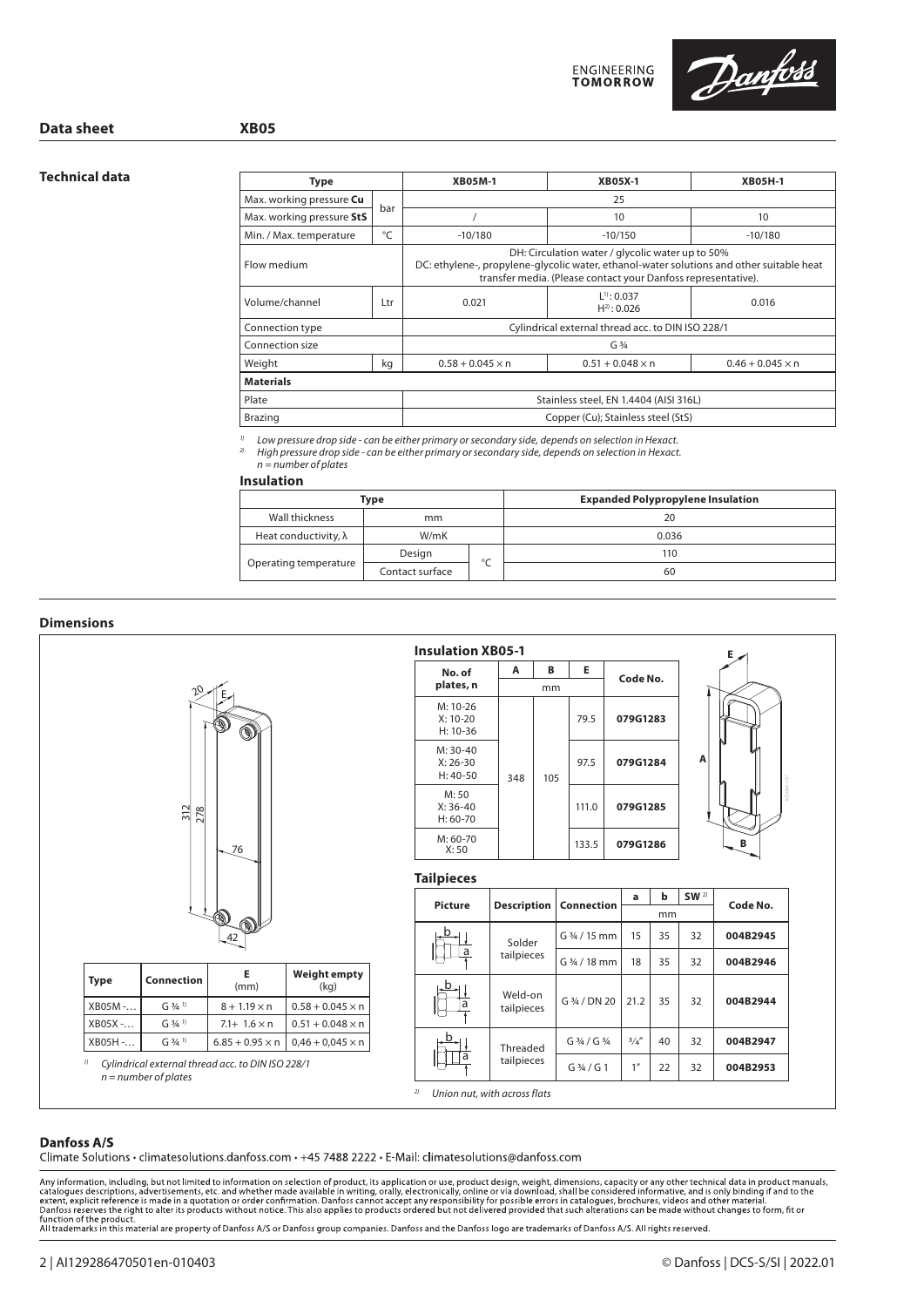## Data sheet XB05

### Technical data

| Type | | XB05M-1 | XB05X-1 | XB05H-1 |
|---|---|---|---|---|
| Max. working pressure **Cu** | bar | 25 | | |
| Max. working pressure **StS** | bar | / | 10 | 10 |
| Min. / Max. temperature | °C | -10/180 | -10/150 | -10/180 |
| Flow medium | | DH: Circulation water / glycolic water up to 50% DC: ethylene-, propylene-glycolic water, ethanol-water solutions and other suitable heat transfer media. (Please contact your Danfoss representative). | | |
| Volume/channel | Ltr | 0.021 | L[1]: 0.037 H[2]: 0.026 | 0.016 |
| Connection type | | Cylindrical external thread acc. to DIN ISO 228/1 | | |
| Connection size | | G ¾ | | |
| Weight | kg | 0.58 + 0.045 × n | 0.51 + 0.048 × n | 0.46 + 0.045 × n |
| **Materials** | | | | |
| Plate | | Stainless steel, EN 1.4404 (AISI 316L) | | |
| Brazing | | Copper (Cu); Stainless steel (StS) | | |

*1) Low pressure drop side - can be either primary or secondary side, depends on selection in Hexact.*
*2) High pressure drop side - can be either primary or secondary side, depends on selection in Hexact.*
*n = number of plates*

#### Insulation

| Type | | | Expanded Polypropylene Insulation |
|---|---|---|---|
| Wall thickness | mm | | 20 |
| Heat conductivity, λ | W/mK | | 0.036 |
| Operating temperature | Design | °C | 110 |
| | Contact surface | °C | 60 |

### Dimensions

20
E
312
278
76
42

| Type | Connection | E (mm) | Weight empty (kg) |
|---|---|---|---|
| XB05M -… | G ¾ [1] | 8 + 1.19 × n | 0.58 + 0.045 × n |
| XB05X -… | G ¾ [1] | 7.1+ 1.6 × n | 0.51 + 0.048 × n |
| XB05H -… | G ¾ [1] | 6.85 + 0.95 × n | 0,46 + 0,045 × n |

*1) Cylindrical external thread acc. to DIN ISO 228/1*
*n = number of plates*

#### Insulation XB05-1

| No. of plates, n | A (mm) | B (mm) | E (mm) | Code No. |
|---|---|---|---|---|
| M: 10-26 X: 10-20 H: 10-36 | 348 | 105 | 79.5 | **079G1283** |
| M: 30-40 X: 26-30 H: 40-50 | 348 | 105 | 97.5 | **079G1284** |
| M: 50 X: 36-40 H: 60-70 | 348 | 105 | 111.0 | **079G1285** |
| M: 60-70 X: 50 | 348 | 105 | 133.5 | **079G1286** |

E
A
B

#### Tailpieces

| Picture | Description | Connection | a (mm) | b (mm) | SW [2] (mm) | Code No. |
|---|---|---|---|---|---|---|
| | Solder tailpieces | G ¾ / 15 mm | 15 | 35 | 32 | **004B2945** |
| | Solder tailpieces | G ¾ / 18 mm | 18 | 35 | 32 | **004B2946** |
| | Weld-on tailpieces | G ¾ / DN 20 | 21.2 | 35 | 32 | **004B2944** |
| | Threaded tailpieces | G ¾ / G ¾ | ¾″ | 40 | 32 | **004B2947** |
| | Threaded tailpieces | G ¾ / G 1 | 1″ | 22 | 32 | **004B2953** |

*2) Union nut, with across flats*

**Danfoss A/S**
Climate Solutions • climatesolutions.danfoss.com • +45 7488 2222 • E-Mail: climatesolutions@danfoss.com

Any information, including, but not limited to information on selection of product, its application or use, product design, weight, dimensions, capacity or any other technical data in product manuals, catalogues descriptions, advertisements, etc. and whether made available in writing, orally, electronically, online or via download, shall be considered informative, and is only binding if and to the extent, explicit reference is made in a quotation or order confirmation. Danfoss cannot accept any responsibility for possible errors in catalogues, brochures, videos and other material. Danfoss reserves the right to alter its products without notice. This also applies to products ordered but not delivered provided that such alterations can be made without changes to form, fit or function of the product.
All trademarks in this material are property of Danfoss A/S or Danfoss group companies. Danfoss and the Danfoss logo are trademarks of Danfoss A/S. All rights reserved.